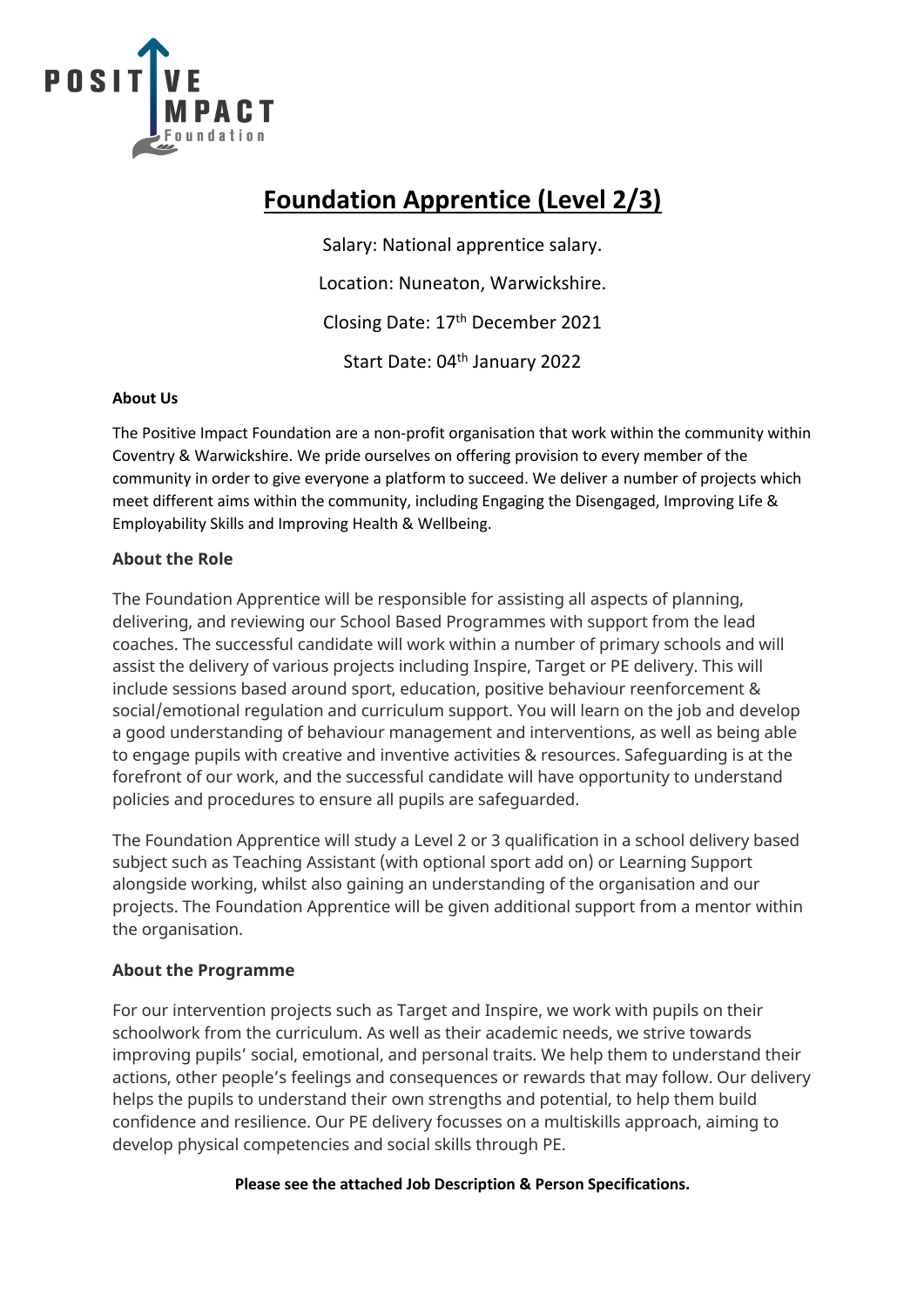# Foundation Apprentice (Level 2/3)

Salary: National apprentice salary.

Location: Nuneaton, Warwickshire.

Closing Date: 17th December 2021

Start Date: 04th January 2022

**About Us**

The Positive Impact Foundation are a non-profit organisation that work within the community within Coventry & Warwickshire. We pride ourselves on offering provision to every member of the community in order to give everyone a platform to succeed. We deliver a number of projects which meet different aims within the community, including Engaging the Disengaged, Improving Life & Employability Skills and Improving Health & Wellbeing.

**About the Role**

The Foundation Apprentice will be responsible for assisting all aspects of planning, delivering, and reviewing our School Based Programmes with support from the lead coaches. The successful candidate will work within a number of primary schools and will assist the delivery of various projects including Inspire, Target or PE delivery. This will include sessions based around sport, education, positive behaviour reenforcement & social/emotional regulation and curriculum support. You will learn on the job and develop a good understanding of behaviour management and interventions, as well as being able to engage pupils with creative and inventive activities & resources. Safeguarding is at the forefront of our work, and the successful candidate will have opportunity to understand policies and procedures to ensure all pupils are safeguarded.

The Foundation Apprentice will study a Level 2 or 3 qualification in a school delivery based subject such as Teaching Assistant (with optional sport add on) or Learning Support alongside working, whilst also gaining an understanding of the organisation and our projects. The Foundation Apprentice will be given additional support from a mentor within the organisation.

**About the Programme**

For our intervention projects such as Target and Inspire, we work with pupils on their schoolwork from the curriculum. As well as their academic needs, we strive towards improving pupils' social, emotional, and personal traits. We help them to understand their actions, other people's feelings and consequences or rewards that may follow. Our delivery helps the pupils to understand their own strengths and potential, to help them build confidence and resilience. Our PE delivery focusses on a multiskills approach, aiming to develop physical competencies and social skills through PE.

**Please see the attached Job Description & Person Specifications.**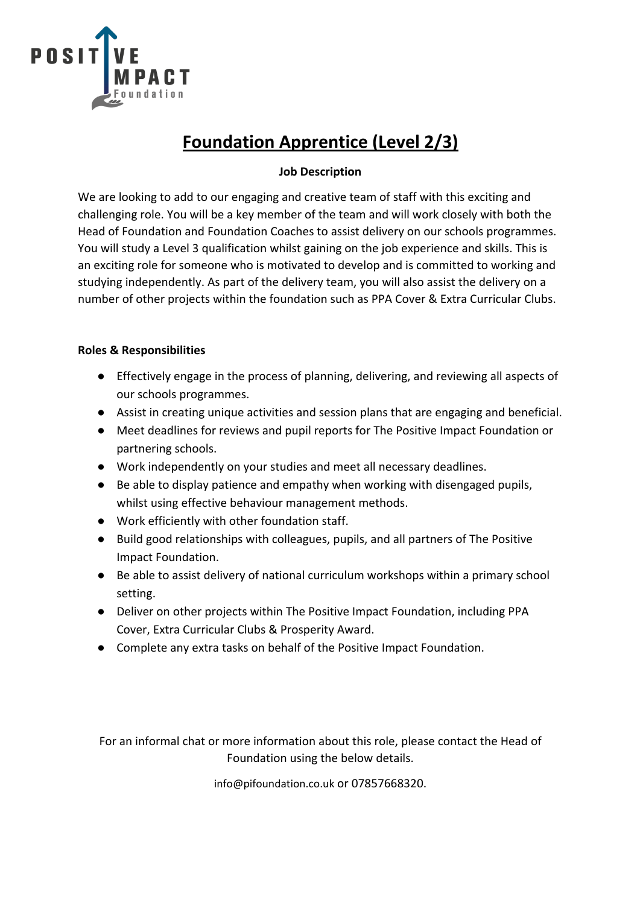# Foundation Apprentice (Level 2/3)

**Job Description**

We are looking to add to our engaging and creative team of staff with this exciting and challenging role. You will be a key member of the team and will work closely with both the Head of Foundation and Foundation Coaches to assist delivery on our schools programmes. You will study a Level 3 qualification whilst gaining on the job experience and skills. This is an exciting role for someone who is motivated to develop and is committed to working and studying independently. As part of the delivery team, you will also assist the delivery on a number of other projects within the foundation such as PPA Cover & Extra Curricular Clubs.

**Roles & Responsibilities**

- Effectively engage in the process of planning, delivering, and reviewing all aspects of our schools programmes.
- Assist in creating unique activities and session plans that are engaging and beneficial.
- Meet deadlines for reviews and pupil reports for The Positive Impact Foundation or partnering schools.
- Work independently on your studies and meet all necessary deadlines.
- Be able to display patience and empathy when working with disengaged pupils, whilst using effective behaviour management methods.
- Work efficiently with other foundation staff.
- Build good relationships with colleagues, pupils, and all partners of The Positive Impact Foundation.
- Be able to assist delivery of national curriculum workshops within a primary school setting.
- Deliver on other projects within The Positive Impact Foundation, including PPA Cover, Extra Curricular Clubs & Prosperity Award.
- Complete any extra tasks on behalf of the Positive Impact Foundation.

For an informal chat or more information about this role, please contact the Head of Foundation using the below details.

info@pifoundation.co.uk or 07857668320.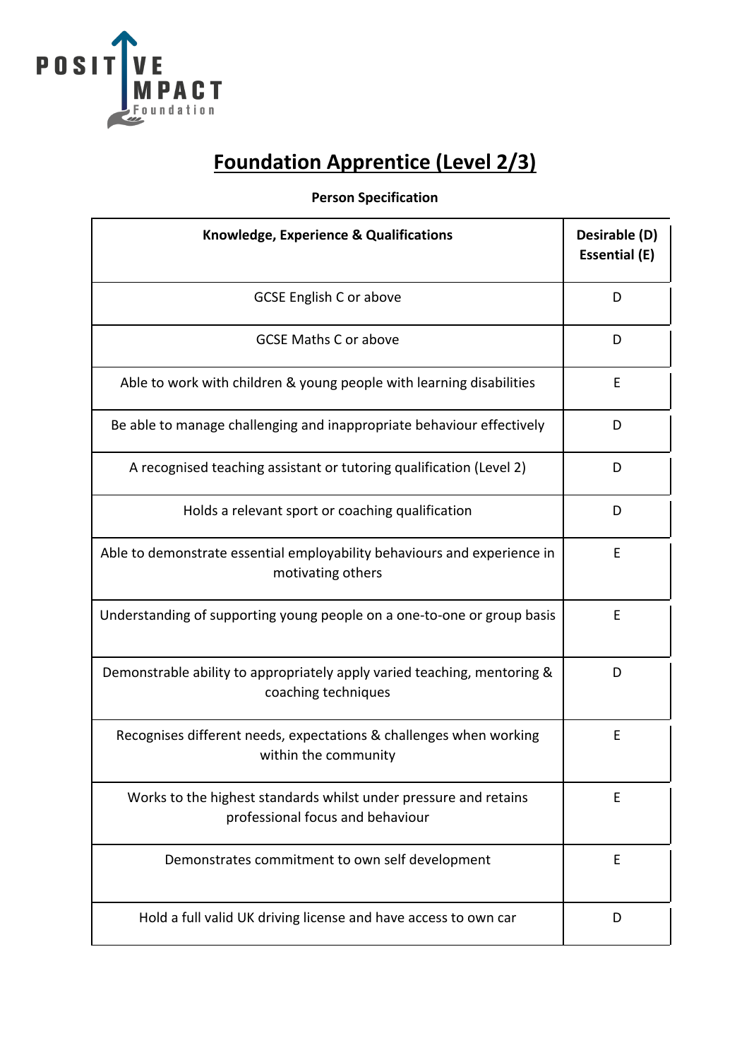# Foundation Apprentice (Level 2/3)

**Person Specification**

| **Knowledge, Experience & Qualifications** | **Desirable (D) Essential (E)** |
|---|---|
| GCSE English C or above | D |
| GCSE Maths C or above | D |
| Able to work with children & young people with learning disabilities | E |
| Be able to manage challenging and inappropriate behaviour effectively | D |
| A recognised teaching assistant or tutoring qualification (Level 2) | D |
| Holds a relevant sport or coaching qualification | D |
| Able to demonstrate essential employability behaviours and experience in motivating others | E |
| Understanding of supporting young people on a one-to-one or group basis | E |
| Demonstrable ability to appropriately apply varied teaching, mentoring & coaching techniques | D |
| Recognises different needs, expectations & challenges when working within the community | E |
| Works to the highest standards whilst under pressure and retains professional focus and behaviour | E |
| Demonstrates commitment to own self development | E |
| Hold a full valid UK driving license and have access to own car | D |